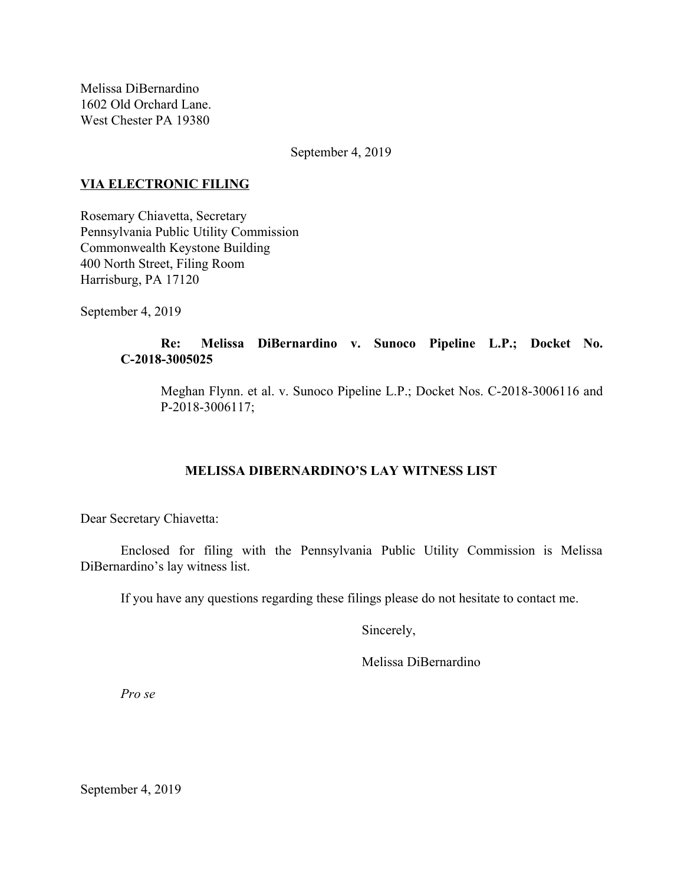Melissa DiBernardino
1602 Old Orchard Lane.
West Chester PA 19380

September 4, 2019

**VIA ELECTRONIC FILING**

Rosemary Chiavetta, Secretary
Pennsylvania Public Utility Commission
Commonwealth Keystone Building
400 North Street, Filing Room
Harrisburg, PA 17120

September 4, 2019

**Re: Melissa DiBernardino v. Sunoco Pipeline L.P.; Docket No. C-2018-3005025**

Meghan Flynn. et al. v. Sunoco Pipeline L.P.; Docket Nos. C-2018-3006116 and P-2018-3006117;

**MELISSA DIBERNARDINO'S LAY WITNESS LIST**

Dear Secretary Chiavetta:

Enclosed for filing with the Pennsylvania Public Utility Commission is Melissa DiBernardino's lay witness list.

If you have any questions regarding these filings please do not hesitate to contact me.

Sincerely,

Melissa DiBernardino

*Pro se*

September 4, 2019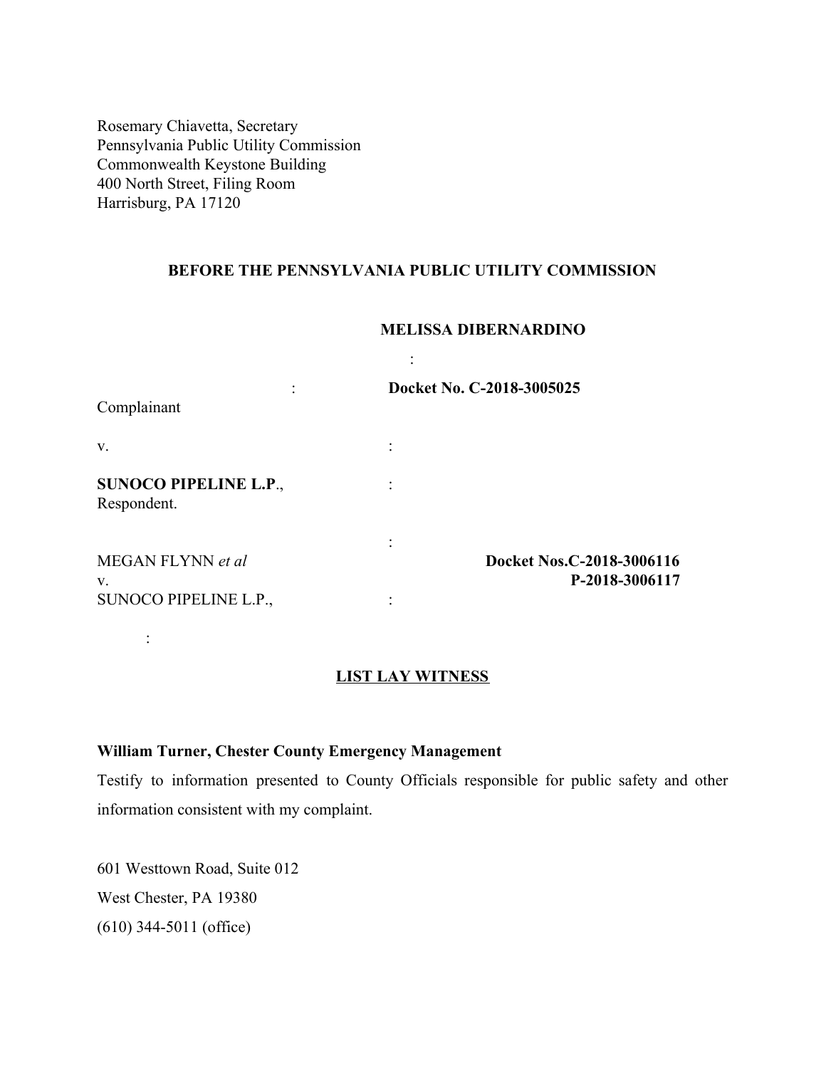Rosemary Chiavetta, Secretary
Pennsylvania Public Utility Commission
Commonwealth Keystone Building
400 North Street, Filing Room
Harrisburg, PA 17120

**BEFORE THE PENNSYLVANIA PUBLIC UTILITY COMMISSION**

**MELISSA DIBERNARDINO**

:

: **Docket No. C-2018-3005025**

Complainant

v. :

**SUNOCO PIPELINE L.P**., :
Respondent.

:

MEGAN FLYNN *et al* **Docket Nos.C-2018-3006116**
v. **P-2018-3006117**
SUNOCO PIPELINE L.P., :

:

## LIST LAY WITNESS

**William Turner, Chester County Emergency Management**

Testify to information presented to County Officials responsible for public safety and other information consistent with my complaint.

601 Westtown Road, Suite 012
West Chester, PA 19380
(610) 344-5011 (office)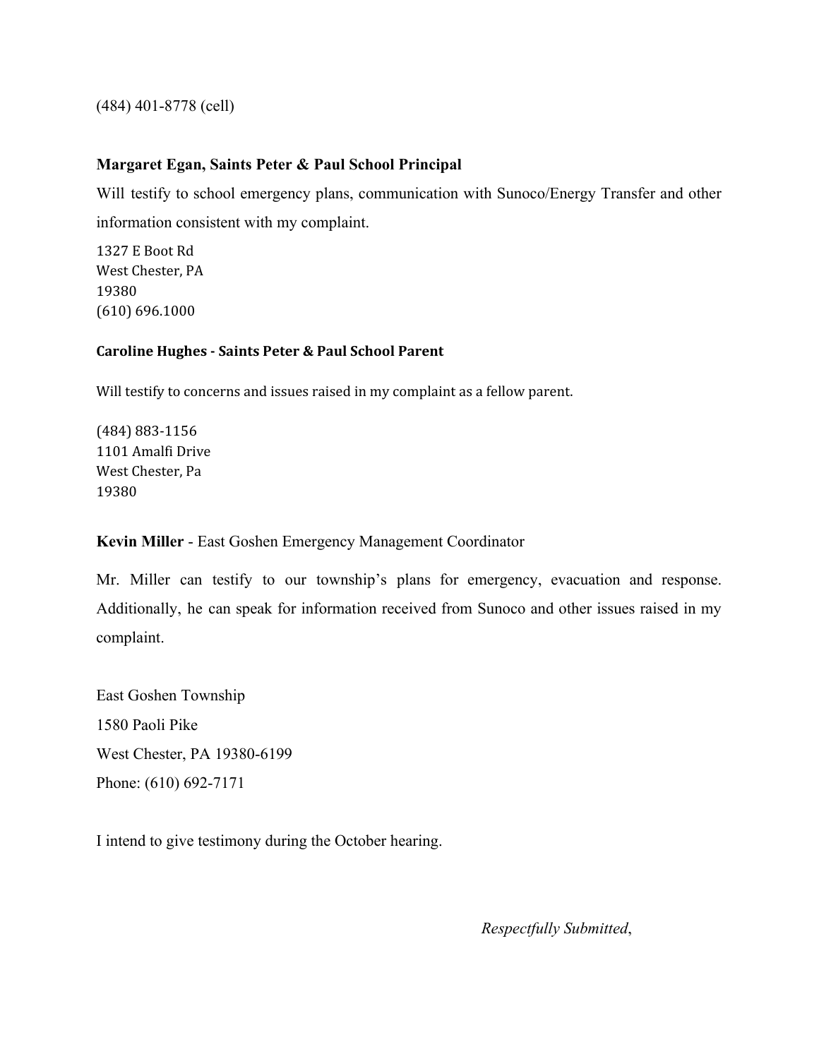(484) 401-8778 (cell)

**Margaret Egan, Saints Peter & Paul School Principal**

Will testify to school emergency plans, communication with Sunoco/Energy Transfer and other information consistent with my complaint.

1327 E Boot Rd
West Chester, PA
19380
(610) 696.1000

**Caroline Hughes - Saints Peter & Paul School Parent**

Will testify to concerns and issues raised in my complaint as a fellow parent.

(484) 883-1156
1101 Amalfi Drive
West Chester, Pa
19380

**Kevin Miller** - East Goshen Emergency Management Coordinator

Mr. Miller can testify to our township's plans for emergency, evacuation and response. Additionally, he can speak for information received from Sunoco and other issues raised in my complaint.

East Goshen Township
1580 Paoli Pike
West Chester, PA 19380-6199
Phone: (610) 692-7171

I intend to give testimony during the October hearing.

*Respectfully Submitted*,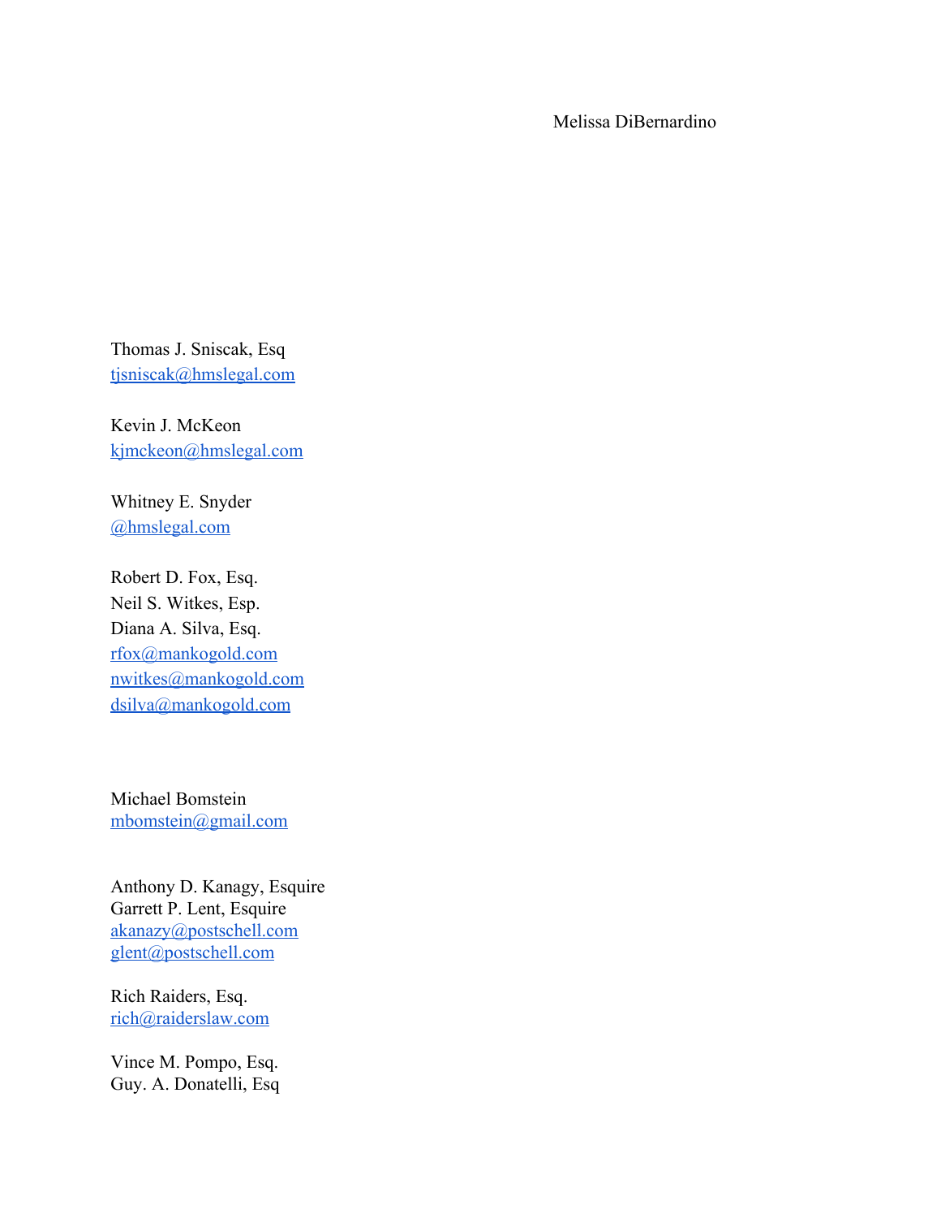Melissa DiBernardino

Thomas J. Sniscak, Esq
tjsniscak@hmslegal.com

Kevin J. McKeon
kjmckeon@hmslegal.com

Whitney E. Snyder
@hmslegal.com

Robert D. Fox, Esq.
Neil S. Witkes, Esp.
Diana A. Silva, Esq.
rfox@mankogold.com
nwitkes@mankogold.com
dsilva@mankogold.com

Michael Bomstein
mbomstein@gmail.com

Anthony D. Kanagy, Esquire
Garrett P. Lent, Esquire
akanazy@postschell.com
glent@postschell.com

Rich Raiders, Esq.
rich@raiderslaw.com

Vince M. Pompo, Esq.
Guy. A. Donatelli, Esq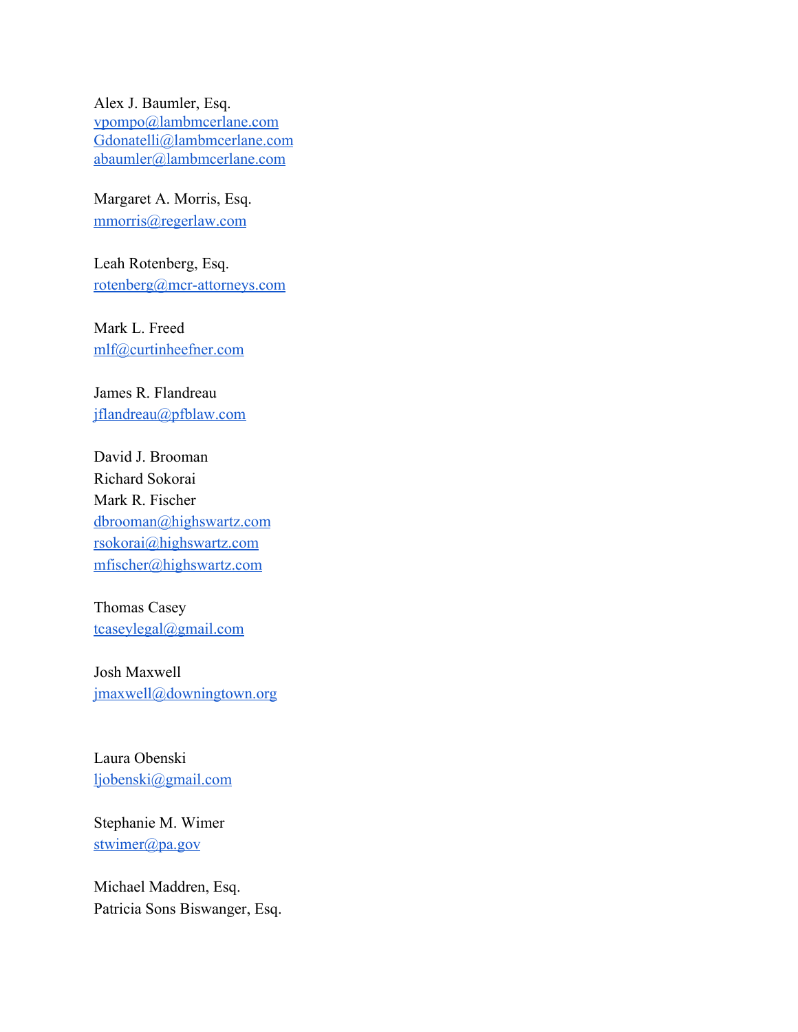Alex J. Baumler, Esq.
vpompo@lambmcerlane.com
Gdonatelli@lambmcerlane.com
abaumler@lambmcerlane.com

Margaret A. Morris, Esq.
mmorris@regerlaw.com

Leah Rotenberg, Esq.
rotenberg@mcr-attorneys.com

Mark L. Freed
mlf@curtinheefner.com

James R. Flandreau
jflandreau@pfblaw.com

David J. Brooman
Richard Sokorai
Mark R. Fischer
dbrooman@highswartz.com
rsokorai@highswartz.com
mfischer@highswartz.com

Thomas Casey
tcaseylegal@gmail.com

Josh Maxwell
jmaxwell@downingtown.org

Laura Obenski
ljobenski@gmail.com

Stephanie M. Wimer
stwimer@pa.gov

Michael Maddren, Esq.
Patricia Sons Biswanger, Esq.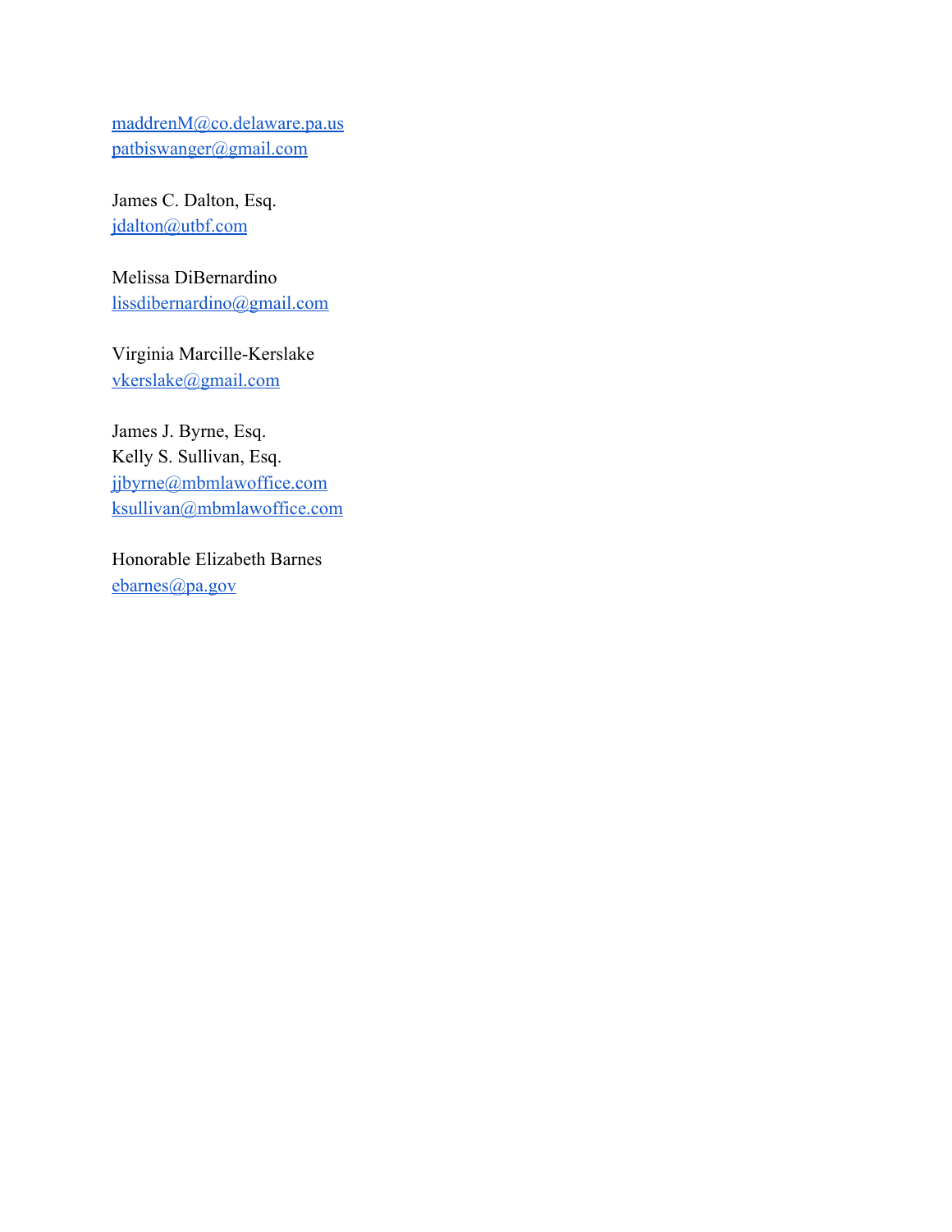maddrenM@co.delaware.pa.us
patbiswanger@gmail.com

James C. Dalton, Esq.
jdalton@utbf.com

Melissa DiBernardino
lissdibernardino@gmail.com

Virginia Marcille-Kerslake
vkerslake@gmail.com

James J. Byrne, Esq.
Kelly S. Sullivan, Esq.
jjbyrne@mbmlawoffice.com
ksullivan@mbmlawoffice.com

Honorable Elizabeth Barnes
ebarnes@pa.gov